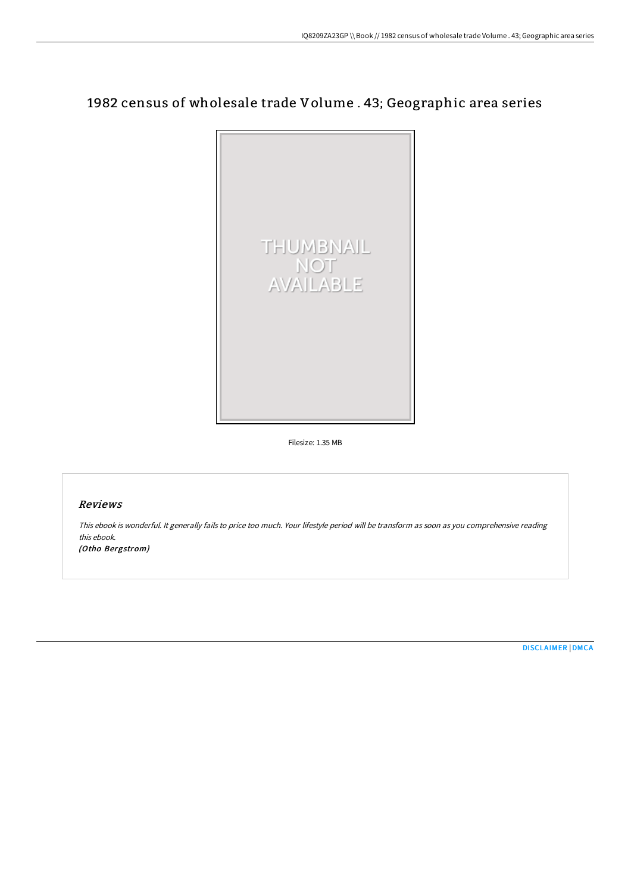# 1982 census of wholesale trade Volume . 43; Geographic area series

Filesize: 1.35 MB

## Reviews

*This ebook is wonderful. It generally fails to price too much. Your lifestyle period will be transform as soon as you comprehensive reading this ebook.*

*(Otho Bergstrom)*

DISCLAIMER | DMCA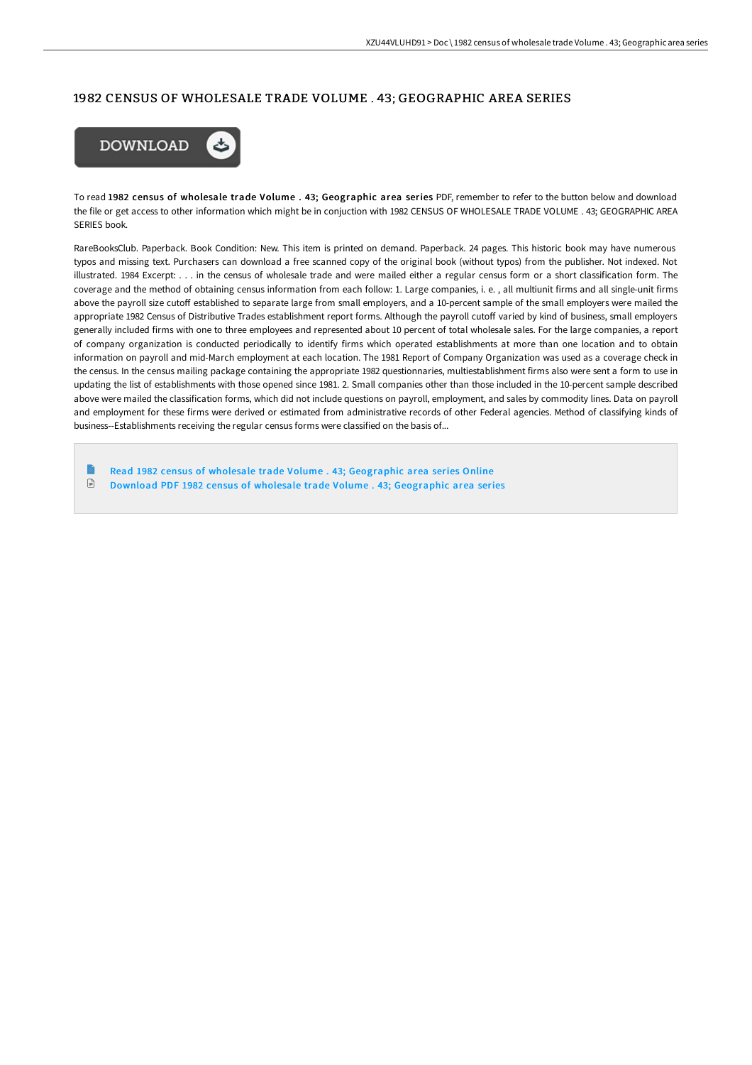# 1982 CENSUS OF WHOLESALE TRADE VOLUME . 43; GEOGRAPHIC AREA SERIES

To read **1982 census of wholesale trade Volume . 43; Geographic area series** PDF, remember to refer to the button below and download the file or get access to other information which might be in conjuction with 1982 CENSUS OF WHOLESALE TRADE VOLUME . 43; GEOGRAPHIC AREA SERIES book.

RareBooksClub. Paperback. Book Condition: New. This item is printed on demand. Paperback. 24 pages. This historic book may have numerous typos and missing text. Purchasers can download a free scanned copy of the original book (without typos) from the publisher. Not indexed. Not illustrated. 1984 Excerpt: . . . in the census of wholesale trade and were mailed either a regular census form or a short classification form. The coverage and the method of obtaining census information from each follow: 1. Large companies, i. e. , all multiunit firms and all single-unit firms above the payroll size cutoff established to separate large from small employers, and a 10-percent sample of the small employers were mailed the appropriate 1982 Census of Distributive Trades establishment report forms. Although the payroll cutoff varied by kind of business, small employers generally included firms with one to three employees and represented about 10 percent of total wholesale sales. For the large companies, a report of company organization is conducted periodically to identify firms which operated establishments at more than one location and to obtain information on payroll and mid-March employment at each location. The 1981 Report of Company Organization was used as a coverage check in the census. In the census mailing package containing the appropriate 1982 questionnaries, multiestablishment firms also were sent a form to use in updating the list of establishments with those opened since 1981. 2. Small companies other than those included in the 10-percent sample described above were mailed the classification forms, which did not include questions on payroll, employment, and sales by commodity lines. Data on payroll and employment for these firms were derived or estimated from administrative records of other Federal agencies. Method of classifying kinds of business--Establishments receiving the regular census forms were classified on the basis of...

- Read 1982 census of wholesale trade Volume . 43; Geographic area series Online
- Download PDF 1982 census of wholesale trade Volume . 43; Geographic area series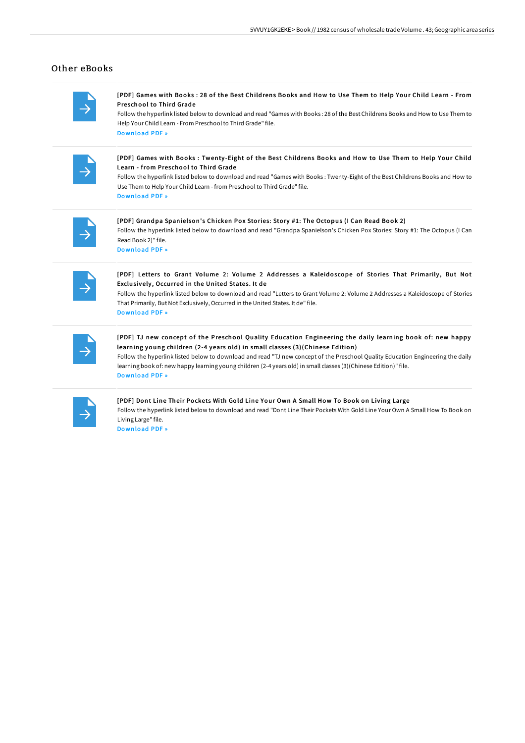## Other eBooks

**[PDF] Games with Books : 28 of the Best Childrens Books and How to Use Them to Help Your Child Learn - From Preschool to Third Grade**

Follow the hyperlink listed below to download and read "Games with Books : 28 of the Best Childrens Books and How to Use Them to Help Your Child Learn - From Preschool to Third Grade" file.

Download PDF »

**[PDF] Games with Books : Twenty-Eight of the Best Childrens Books and How to Use Them to Help Your Child Learn - from Preschool to Third Grade**

Follow the hyperlink listed below to download and read "Games with Books : Twenty-Eight of the Best Childrens Books and How to Use Them to Help Your Child Learn - from Preschool to Third Grade" file.

Download PDF »

**[PDF] Grandpa Spanielson's Chicken Pox Stories: Story #1: The Octopus (I Can Read Book 2)**

Follow the hyperlink listed below to download and read "Grandpa Spanielson's Chicken Pox Stories: Story #1: The Octopus (I Can Read Book 2)" file.

Download PDF »

**[PDF] Letters to Grant Volume 2: Volume 2 Addresses a Kaleidoscope of Stories That Primarily, But Not Exclusively, Occurred in the United States. It de**

Follow the hyperlink listed below to download and read "Letters to Grant Volume 2: Volume 2 Addresses a Kaleidoscope of Stories That Primarily, But Not Exclusively, Occurred in the United States. It de" file.

Download PDF »

**[PDF] TJ new concept of the Preschool Quality Education Engineering the daily learning book of: new happy learning young children (2-4 years old) in small classes (3)(Chinese Edition)**

Follow the hyperlink listed below to download and read "TJ new concept of the Preschool Quality Education Engineering the daily learning book of: new happy learning young children (2-4 years old) in small classes (3)(Chinese Edition)" file.

Download PDF »

**[PDF] Dont Line Their Pockets With Gold Line Your Own A Small How To Book on Living Large**

Follow the hyperlink listed below to download and read "Dont Line Their Pockets With Gold Line Your Own A Small How To Book on Living Large" file.

Download PDF »